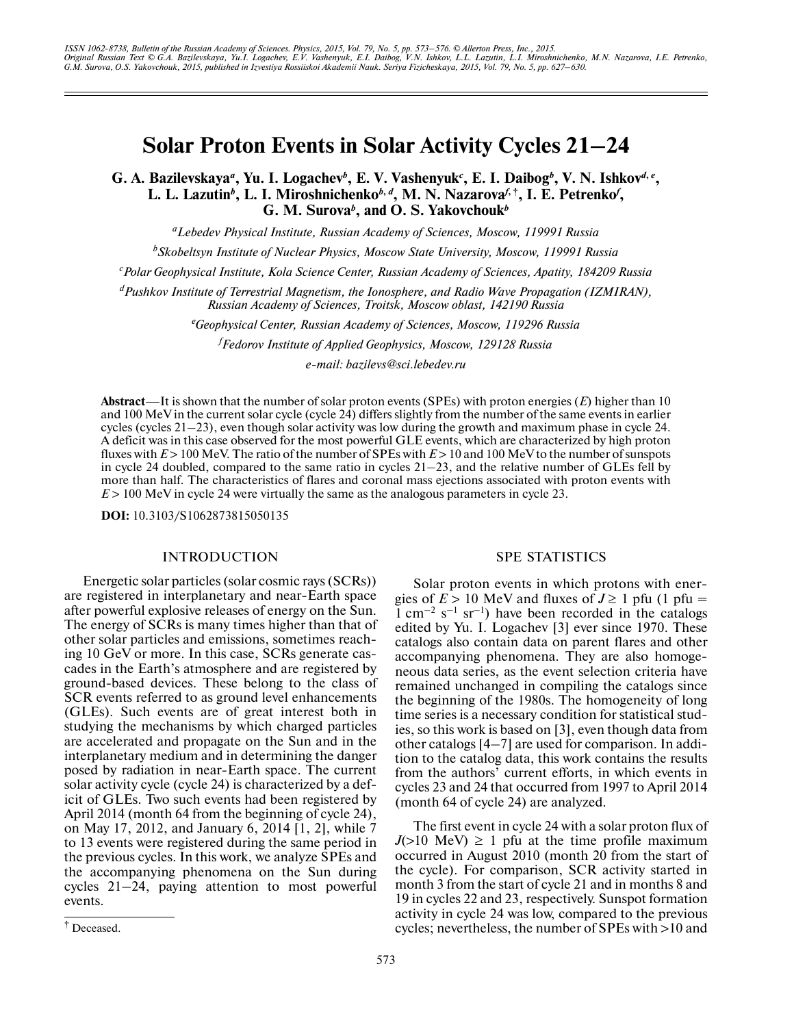# Solar Proton Events in Solar Activity Cycles 21–24

**G. A. Bazilevskaya[a], Yu. I. Logachev[b], E. V. Vashenyuk[c], E. I. Daibog[b], V. N. Ishkov[d, e], L. L. Lazutin[b], L. I. Miroshnichenko[b, d], M. N. Nazarova[f, †], I. E. Petrenko[f], G. M. Surova[b], and O. S. Yakovchouk[b]**

[a]*Lebedev Physical Institute, Russian Academy of Sciences, Moscow, 119991 Russia*

[b]*Skobeltsyn Institute of Nuclear Physics, Moscow State University, Moscow, 119991 Russia*

[c]*Polar Geophysical Institute, Kola Science Center, Russian Academy of Sciences, Apatity, 184209 Russia*

[d]*Pushkov Institute of Terrestrial Magnetism, the Ionosphere, and Radio Wave Propagation (IZMIRAN), Russian Academy of Sciences, Troitsk, Moscow oblast, 142190 Russia*

[e]*Geophysical Center, Russian Academy of Sciences, Moscow, 119296 Russia*

[f]*Fedorov Institute of Applied Geophysics, Moscow, 129128 Russia*

*e-mail: bazilevs@sci.lebedev.ru*

**Abstract**—It is shown that the number of solar proton events (SPEs) with proton energies ($E$) higher than 10 and 100 MeV in the current solar cycle (cycle 24) differs slightly from the number of the same events in earlier cycles (cycles 21–23), even though solar activity was low during the growth and maximum phase in cycle 24. A deficit was in this case observed for the most powerful GLE events, which are characterized by high proton fluxes with $E > 100$ MeV. The ratio of the number of SPEs with $E > 10$ and 100 MeV to the number of sunspots in cycle 24 doubled, compared to the same ratio in cycles 21–23, and the relative number of GLEs fell by more than half. The characteristics of flares and coronal mass ejections associated with proton events with $E > 100$ MeV in cycle 24 were virtually the same as the analogous parameters in cycle 23.

**DOI:** 10.3103/S1062873815050135

## INTRODUCTION

Energetic solar particles (solar cosmic rays (SCRs)) are registered in interplanetary and near-Earth space after powerful explosive releases of energy on the Sun. The energy of SCRs is many times higher than that of other solar particles and emissions, sometimes reaching 10 GeV or more. In this case, SCRs generate cascades in the Earth's atmosphere and are registered by ground-based devices. These belong to the class of SCR events referred to as ground level enhancements (GLEs). Such events are of great interest both in studying the mechanisms by which charged particles are accelerated and propagate on the Sun and in the interplanetary medium and in determining the danger posed by radiation in near-Earth space. The current solar activity cycle (cycle 24) is characterized by a deficit of GLEs. Two such events had been registered by April 2014 (month 64 from the beginning of cycle 24), on May 17, 2012, and January 6, 2014 [1, 2], while 7 to 13 events were registered during the same period in the previous cycles. In this work, we analyze SPEs and the accompanying phenomena on the Sun during cycles 21–24, paying attention to most powerful events.

† Deceased.

## SPE STATISTICS

Solar proton events in which protons with energies of $E > 10$ MeV and fluxes of $J \geq 1$ pfu (1 pfu = 1 cm$^{-2}$ s$^{-1}$ sr$^{-1}$) have been recorded in the catalogs edited by Yu. I. Logachev [3] ever since 1970. These catalogs also contain data on parent flares and other accompanying phenomena. They are also homogeneous data series, as the event selection criteria have remained unchanged in compiling the catalogs since the beginning of the 1980s. The homogeneity of long time series is a necessary condition for statistical studies, so this work is based on [3], even though data from other catalogs [4–7] are used for comparison. In addition to the catalog data, this work contains the results from the authors' current efforts, in which events in cycles 23 and 24 that occurred from 1997 to April 2014 (month 64 of cycle 24) are analyzed.

The first event in cycle 24 with a solar proton flux of $J$(>10 MeV) ≥ 1 pfu at the time profile maximum occurred in August 2010 (month 20 from the start of the cycle). For comparison, SCR activity started in month 3 from the start of cycle 21 and in months 8 and 19 in cycles 22 and 23, respectively. Sunspot formation activity in cycle 24 was low, compared to the previous cycles; nevertheless, the number of SPEs with >10 and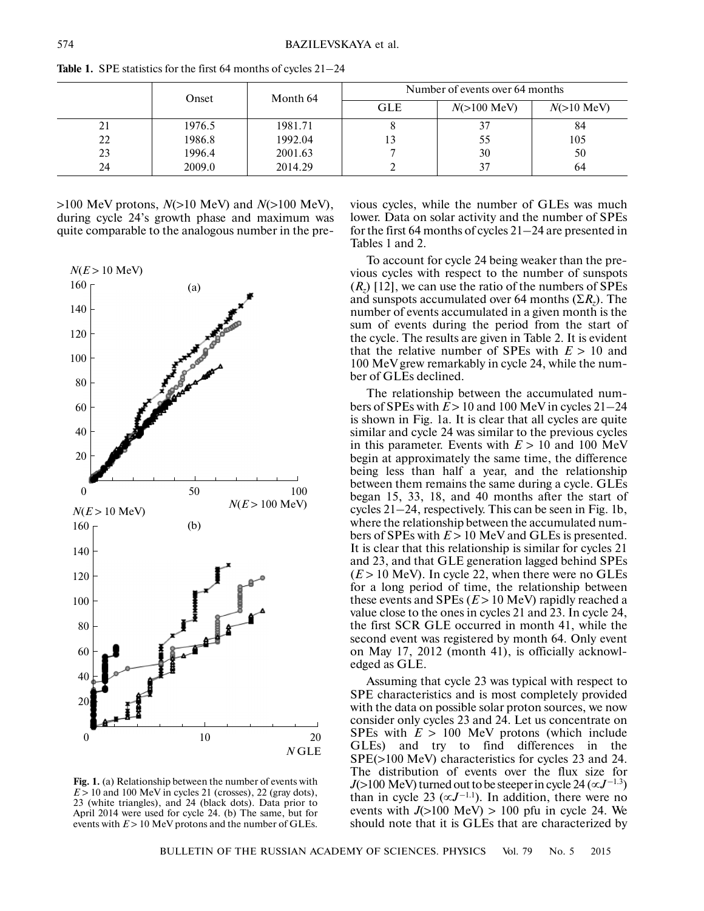**Table 1.** SPE statistics for the first 64 months of cycles 21–24

| | Onset | Month 64 | Number of events over 64 months | | |
|---|---|---|---|---|---|
| | | | GLE | $N$(>100 MeV) | $N$(>10 MeV) |
| 21 | 1976.5 | 1981.71 | 8 | 37 | 84 |
| 22 | 1986.8 | 1992.04 | 13 | 55 | 105 |
| 23 | 1996.4 | 2001.63 | 7 | 30 | 50 |
| 24 | 2009.0 | 2014.29 | 2 | 37 | 64 |

>100 MeV protons, $N$(>10 MeV) and $N$(>100 MeV), during cycle 24's growth phase and maximum was quite comparable to the analogous number in the previous cycles, while the number of GLEs was much lower. Data on solar activity and the number of SPEs for the first 64 months of cycles 21–24 are presented in Tables 1 and 2.

To account for cycle 24 being weaker than the previous cycles with respect to the number of sunspots ($R_z$) [12], we can use the ratio of the numbers of SPEs and sunspots accumulated over 64 months ($\Sigma R_z$). The number of events accumulated in a given month is the sum of events during the period from the start of the cycle. The results are given in Table 2. It is evident that the relative number of SPEs with $E > 10$ and 100 MeV grew remarkably in cycle 24, while the number of GLEs declined.

The relationship between the accumulated numbers of SPEs with $E > 10$ and 100 MeV in cycles 21–24 is shown in Fig. 1a. It is clear that all cycles are quite similar and cycle 24 was similar to the previous cycles in this parameter. Events with $E > 10$ and 100 MeV begin at approximately the same time, the difference being less than half a year, and the relationship between them remains the same during a cycle. GLEs began 15, 33, 18, and 40 months after the start of cycles 21–24, respectively. This can be seen in Fig. 1b, where the relationship between the accumulated numbers of SPEs with $E > 10$ MeV and GLEs is presented. It is clear that this relationship is similar for cycles 21 and 23, and that GLE generation lagged behind SPEs ($E > 10$ MeV). In cycle 22, when there were no GLEs for a long period of time, the relationship between these events and SPEs ($E > 10$ MeV) rapidly reached a value close to the ones in cycles 21 and 23. In cycle 24, the first SCR GLE occurred in month 41, while the second event was registered by month 64. Only event on May 17, 2012 (month 41), is officially acknowledged as GLE.

Fig. 1. (a) Relationship between the number of events with $E > 10$ and 100 MeV in cycles 21 (crosses), 22 (gray dots), 23 (white triangles), and 24 (black dots). Data prior to April 2014 were used for cycle 24. (b) The same, but for events with $E > 10$ MeV protons and the number of GLEs.

Assuming that cycle 23 was typical with respect to SPE characteristics and is most completely provided with the data on possible solar proton sources, we now consider only cycles 23 and 24. Let us concentrate on SPEs with $E > 100$ MeV protons (which include GLEs) and try to find differences in the SPE(>100 MeV) characteristics for cycles 23 and 24. The distribution of events over the flux size for $J$(>100 MeV) turned out to be steeper in cycle 24 ($\propto J^{-1.3}$) than in cycle 23 ($\propto J^{-1.1}$). In addition, there were no events with $J$(>100 MeV) > 100 pfu in cycle 24. We should note that it is GLEs that are characterized by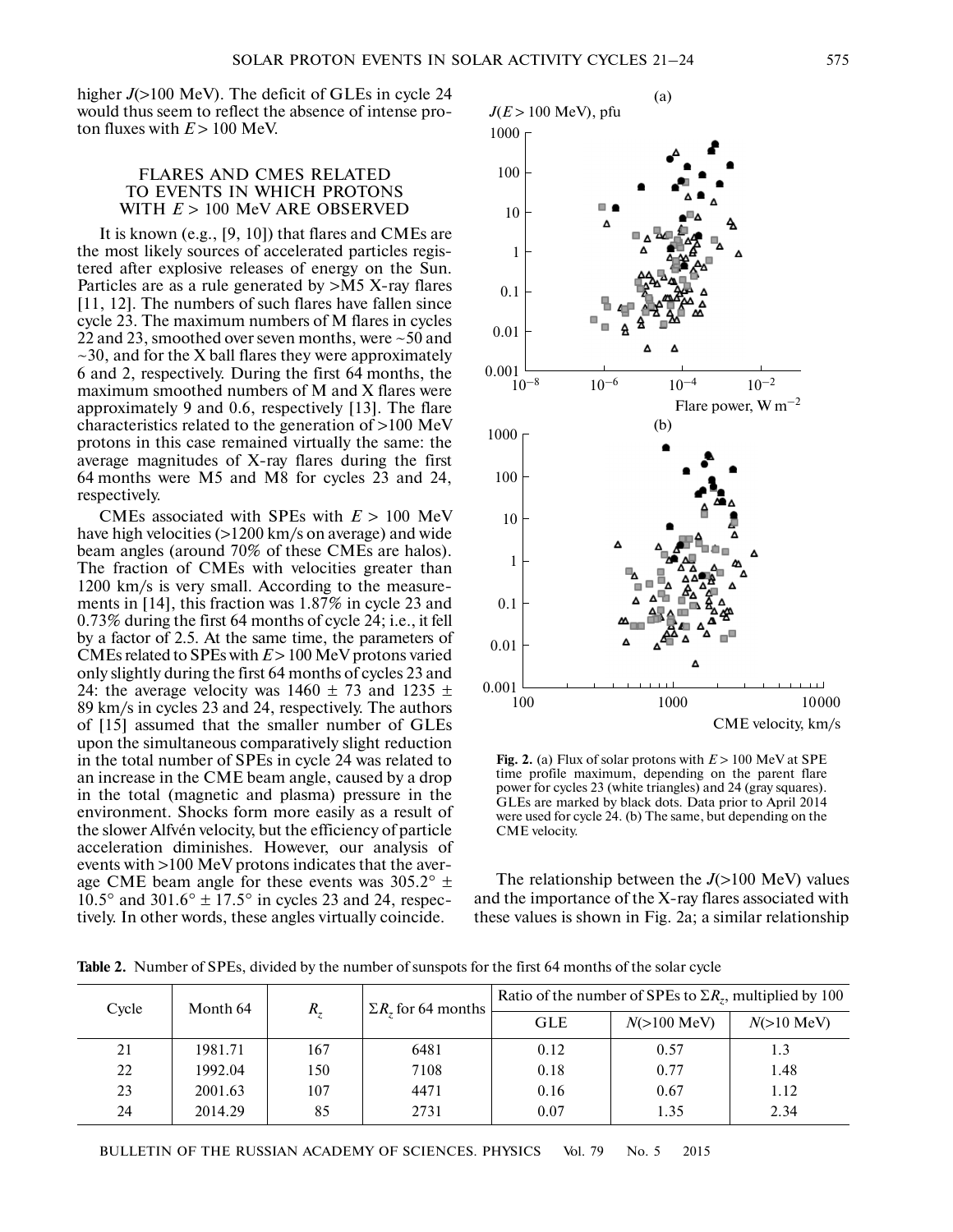higher $J(>100\ \text{MeV})$. The deficit of GLEs in cycle 24 would thus seem to reflect the absence of intense proton fluxes with $E > 100$ MeV.

## FLARES AND CMEs RELATED TO EVENTS IN WHICH PROTONS WITH $E > 100$ MeV ARE OBSERVED

It is known (e.g., [9, 10]) that flares and CMEs are the most likely sources of accelerated particles registered after explosive releases of energy on the Sun. Particles are as a rule generated by >M5 X-ray flares [11, 12]. The numbers of such flares have fallen since cycle 23. The maximum numbers of M flares in cycles 22 and 23, smoothed over seven months, were ~50 and ~30, and for the X ball flares they were approximately 6 and 2, respectively. During the first 64 months, the maximum smoothed numbers of M and X flares were approximately 9 and 0.6, respectively [13]. The flare characteristics related to the generation of >100 MeV protons in this case remained virtually the same: the average magnitudes of X-ray flares during the first 64 months were M5 and M8 for cycles 23 and 24, respectively.

CMEs associated with SPEs with $E > 100$ MeV have high velocities (>1200 km/s on average) and wide beam angles (around 70% of these CMEs are halos). The fraction of CMEs with velocities greater than 1200 km/s is very small. According to the measurements in [14], this fraction was 1.87% in cycle 23 and 0.73% during the first 64 months of cycle 24; i.e., it fell by a factor of 2.5. At the same time, the parameters of CMEs related to SPEs with $E > 100$ MeV protons varied only slightly during the first 64 months of cycles 23 and 24: the average velocity was $1460 \pm 73$ and $1235 \pm 89$ km/s in cycles 23 and 24, respectively. The authors of [15] assumed that the smaller number of GLEs upon the simultaneous comparatively slight reduction in the total number of SPEs in cycle 24 was related to an increase in the CME beam angle, caused by a drop in the total (magnetic and plasma) pressure in the environment. Shocks form more easily as a result of the slower Alfvén velocity, but the efficiency of particle acceleration diminishes. However, our analysis of events with >100 MeV protons indicates that the average CME beam angle for these events was $305.2° \pm 10.5°$ and $301.6° \pm 17.5°$ in cycles 23 and 24, respectively. In other words, these angles virtually coincide.

**Fig. 2.** (a) Flux of solar protons with $E > 100$ MeV at SPE time profile maximum, depending on the parent flare power for cycles 23 (white triangles) and 24 (gray squares). GLEs are marked by black dots. Data prior to April 2014 were used for cycle 24. (b) The same, but depending on the CME velocity.

The relationship between the $J(>100\ \text{MeV})$ values and the importance of the X-ray flares associated with these values is shown in Fig. 2a; a similar relationship

**Table 2.** Number of SPEs, divided by the number of sunspots for the first 64 months of the solar cycle

| Cycle | Month 64 | $R_z$ | $\Sigma R_z$ for 64 months | Ratio of the number of SPEs to $\Sigma R_z$, multiplied by 100 | | |
|---|---|---|---|---|---|---|
| | | | | GLE | $N(>100\ \text{MeV})$ | $N(>10\ \text{MeV})$ |
| 21 | 1981.71 | 167 | 6481 | 0.12 | 0.57 | 1.3 |
| 22 | 1992.04 | 150 | 7108 | 0.18 | 0.77 | 1.48 |
| 23 | 2001.63 | 107 | 4471 | 0.16 | 0.67 | 1.12 |
| 24 | 2014.29 | 85 | 2731 | 0.07 | 1.35 | 2.34 |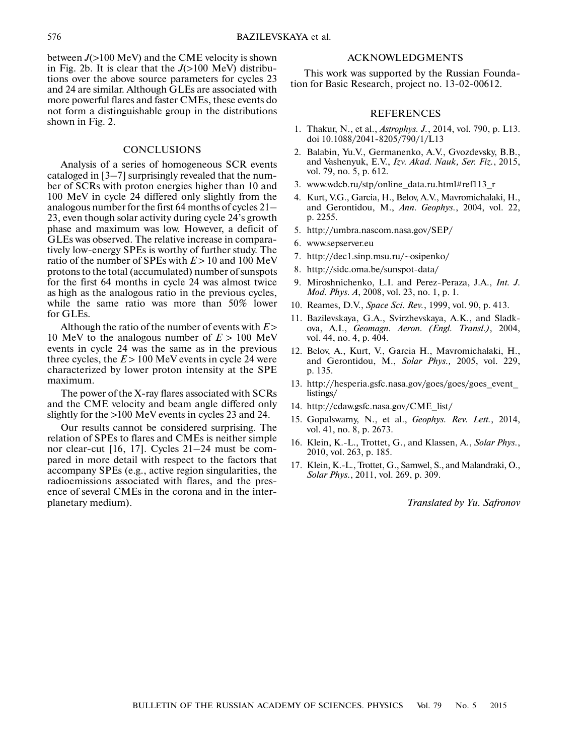between $J$(>100 MeV) and the CME velocity is shown in Fig. 2b. It is clear that the $J$(>100 MeV) distributions over the above source parameters for cycles 23 and 24 are similar. Although GLEs are associated with more powerful flares and faster CMEs, these events do not form a distinguishable group in the distributions shown in Fig. 2.

## CONCLUSIONS

Analysis of a series of homogeneous SCR events cataloged in [3–7] surprisingly revealed that the number of SCRs with proton energies higher than 10 and 100 MeV in cycle 24 differed only slightly from the analogous number for the first 64 months of cycles 21–23, even though solar activity during cycle 24's growth phase and maximum was low. However, a deficit of GLEs was observed. The relative increase in comparatively low-energy SPEs is worthy of further study. The ratio of the number of SPEs with $E > 10$ and 100 MeV protons to the total (accumulated) number of sunspots for the first 64 months in cycle 24 was almost twice as high as the analogous ratio in the previous cycles, while the same ratio was more than 50% lower for GLEs.

Although the ratio of the number of events with $E > 10$ MeV to the analogous number of $E > 100$ MeV events in cycle 24 was the same as in the previous three cycles, the $E > 100$ MeV events in cycle 24 were characterized by lower proton intensity at the SPE maximum.

The power of the X-ray flares associated with SCRs and the CME velocity and beam angle differed only slightly for the >100 MeV events in cycles 23 and 24.

Our results cannot be considered surprising. The relation of SPEs to flares and CMEs is neither simple nor clear-cut [16, 17]. Cycles 21–24 must be compared in more detail with respect to the factors that accompany SPEs (e.g., active region singularities, the radioemissions associated with flares, and the presence of several CMEs in the corona and in the interplanetary medium).

## ACKNOWLEDGMENTS

This work was supported by the Russian Foundation for Basic Research, project no. 13-02-00612.

## REFERENCES

1. Thakur, N., et al., *Astrophys. J.*, 2014, vol. 790, p. L13. doi 10.1088/2041-8205/790/1/L13
2. Balabin, Yu.V., Germanenko, A.V., Gvozdevsky, B.B., and Vashenyuk, E.V., *Izv. Akad. Nauk, Ser. Fiz.*, 2015, vol. 79, no. 5, p. 612.
3. www.wdcb.ru/stp/online_data.ru.html#ref113_r
4. Kurt, V.G., Garcia, H., Belov, A.V., Mavromichalaki, H., and Gerontidou, M., *Ann. Geophys.*, 2004, vol. 22, p. 2255.
5. http://umbra.nascom.nasa.gov/SEP/
6. www.sepserver.eu
7. http://dec1.sinp.msu.ru/~osipenko/
8. http://sidc.oma.be/sunspot-data/
9. Miroshnichenko, L.I. and Perez-Peraza, J.A., *Int. J. Mod. Phys. A*, 2008, vol. 23, no. 1, p. 1.
10. Reames, D.V., *Space Sci. Rev.*, 1999, vol. 90, p. 413.
11. Bazilevskaya, G.A., Svirzhevskaya, A.K., and Sladkova, A.I., *Geomagn. Aeron. (Engl. Transl.)*, 2004, vol. 44, no. 4, p. 404.
12. Belov, A., Kurt, V., Garcia H., Mavromichalaki, H., and Gerontidou, M., *Solar Phys.,* 2005, vol. 229, p. 135.
13. http://hesperia.gsfc.nasa.gov/goes/goes/goes_event_listings/
14. http://cdaw.gsfc.nasa.gov/CME_list/
15. Gopalswamy, N., et al., *Geophys. Rev. Lett.*, 2014, vol. 41, no. 8, p. 2673.
16. Klein, K.-L., Trottet, G., and Klassen, A., *Solar Phys.*, 2010, vol. 263, p. 185.
17. Klein, K.-L., Trottet, G., Samwel, S., and Malandraki, O., *Solar Phys.*, 2011, vol. 269, p. 309.

*Translated by Yu. Safronov*